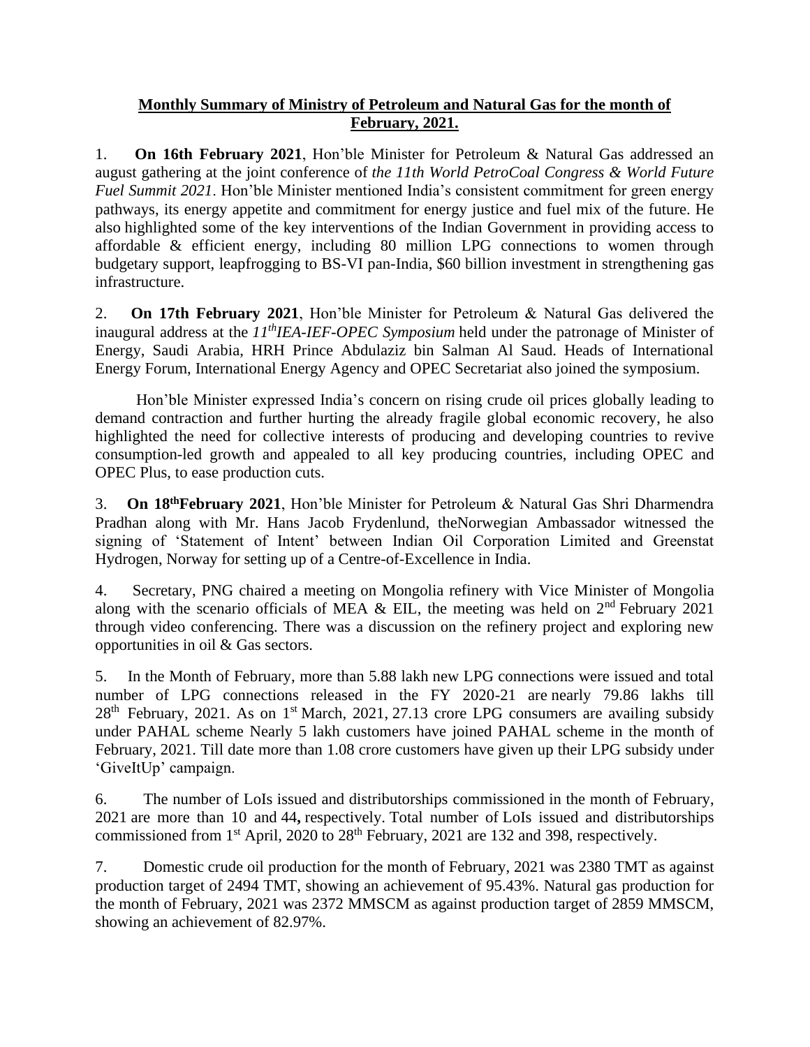**Monthly Summary of Ministry of Petroleum and Natural Gas for the month of February, 2021.**

1. **On 16th February 2021**, Hon'ble Minister for Petroleum & Natural Gas addressed an august gathering at the joint conference of *the 11th World PetroCoal Congress & World Future Fuel Summit 2021*. Hon'ble Minister mentioned India's consistent commitment for green energy pathways, its energy appetite and commitment for energy justice and fuel mix of the future. He also highlighted some of the key interventions of the Indian Government in providing access to affordable & efficient energy, including 80 million LPG connections to women through budgetary support, leapfrogging to BS-VI pan-India, $60 billion investment in strengthening gas infrastructure.

2. **On 17th February 2021**, Hon'ble Minister for Petroleum & Natural Gas delivered the inaugural address at the *11thIEA-IEF-OPEC Symposium* held under the patronage of Minister of Energy, Saudi Arabia, HRH Prince Abdulaziz bin Salman Al Saud. Heads of International Energy Forum, International Energy Agency and OPEC Secretariat also joined the symposium.

   Hon'ble Minister expressed India's concern on rising crude oil prices globally leading to demand contraction and further hurting the already fragile global economic recovery, he also highlighted the need for collective interests of producing and developing countries to revive consumption-led growth and appealed to all key producing countries, including OPEC and OPEC Plus, to ease production cuts.

3. **On 18thFebruary 2021**, Hon'ble Minister for Petroleum & Natural Gas Shri Dharmendra Pradhan along with Mr. Hans Jacob Frydenlund, theNorwegian Ambassador witnessed the signing of 'Statement of Intent' between Indian Oil Corporation Limited and Greenstat Hydrogen, Norway for setting up of a Centre-of-Excellence in India.

4. Secretary, PNG chaired a meeting on Mongolia refinery with Vice Minister of Mongolia along with the scenario officials of MEA & EIL, the meeting was held on 2nd February 2021 through video conferencing. There was a discussion on the refinery project and exploring new opportunities in oil & Gas sectors.

5. In the Month of February, more than 5.88 lakh new LPG connections were issued and total number of LPG connections released in the FY 2020-21 are nearly 79.86 lakhs till 28th February, 2021. As on 1st March, 2021, 27.13 crore LPG consumers are availing subsidy under PAHAL scheme Nearly 5 lakh customers have joined PAHAL scheme in the month of February, 2021. Till date more than 1.08 crore customers have given up their LPG subsidy under 'GiveItUp' campaign.

6. The number of LoIs issued and distributorships commissioned in the month of February, 2021 are more than 10 and 44**,** respectively. Total number of LoIs issued and distributorships commissioned from 1st April, 2020 to 28th February, 2021 are 132 and 398, respectively.

7. Domestic crude oil production for the month of February, 2021 was 2380 TMT as against production target of 2494 TMT, showing an achievement of 95.43%. Natural gas production for the month of February, 2021 was 2372 MMSCM as against production target of 2859 MMSCM, showing an achievement of 82.97%.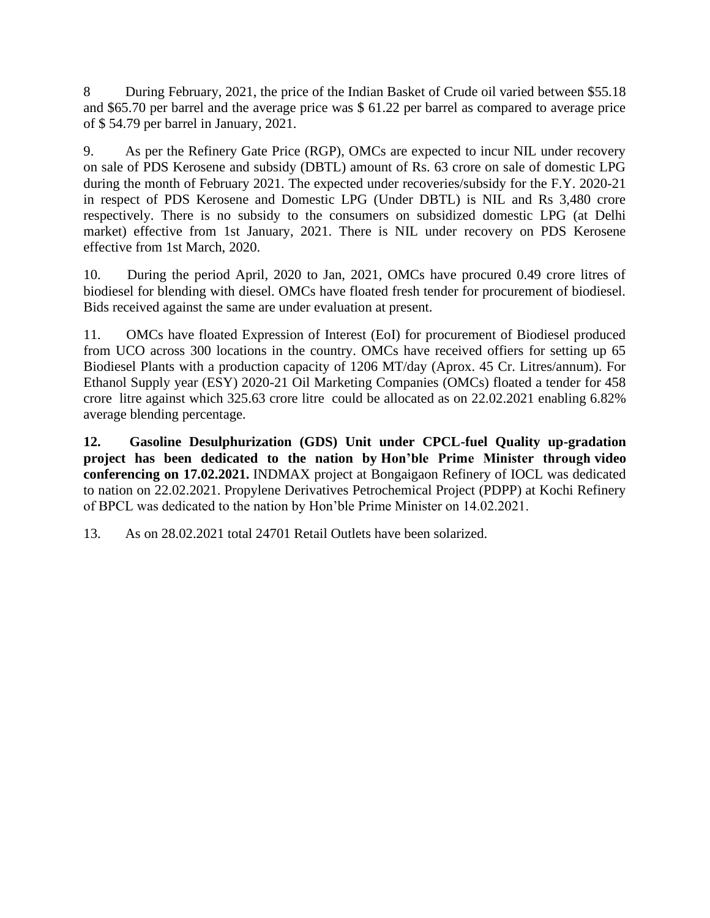8 During February, 2021, the price of the Indian Basket of Crude oil varied between $55.18 and $65.70 per barrel and the average price was $ 61.22 per barrel as compared to average price of $ 54.79 per barrel in January, 2021.

9. As per the Refinery Gate Price (RGP), OMCs are expected to incur NIL under recovery on sale of PDS Kerosene and subsidy (DBTL) amount of Rs. 63 crore on sale of domestic LPG during the month of February 2021. The expected under recoveries/subsidy for the F.Y. 2020-21 in respect of PDS Kerosene and Domestic LPG (Under DBTL) is NIL and Rs 3,480 crore respectively. There is no subsidy to the consumers on subsidized domestic LPG (at Delhi market) effective from 1st January, 2021. There is NIL under recovery on PDS Kerosene effective from 1st March, 2020.

10. During the period April, 2020 to Jan, 2021, OMCs have procured 0.49 crore litres of biodiesel for blending with diesel. OMCs have floated fresh tender for procurement of biodiesel. Bids received against the same are under evaluation at present.

11. OMCs have floated Expression of Interest (EoI) for procurement of Biodiesel produced from UCO across 300 locations in the country. OMCs have received offiers for setting up 65 Biodiesel Plants with a production capacity of 1206 MT/day (Aprox. 45 Cr. Litres/annum). For Ethanol Supply year (ESY) 2020-21 Oil Marketing Companies (OMCs) floated a tender for 458 crore litre against which 325.63 crore litre could be allocated as on 22.02.2021 enabling 6.82% average blending percentage.

**12. Gasoline Desulphurization (GDS) Unit under CPCL-fuel Quality up-gradation project has been dedicated to the nation by Hon'ble Prime Minister through video conferencing on 17.02.2021.** INDMAX project at Bongaigaon Refinery of IOCL was dedicated to nation on 22.02.2021. Propylene Derivatives Petrochemical Project (PDPP) at Kochi Refinery of BPCL was dedicated to the nation by Hon'ble Prime Minister on 14.02.2021.

13. As on 28.02.2021 total 24701 Retail Outlets have been solarized.